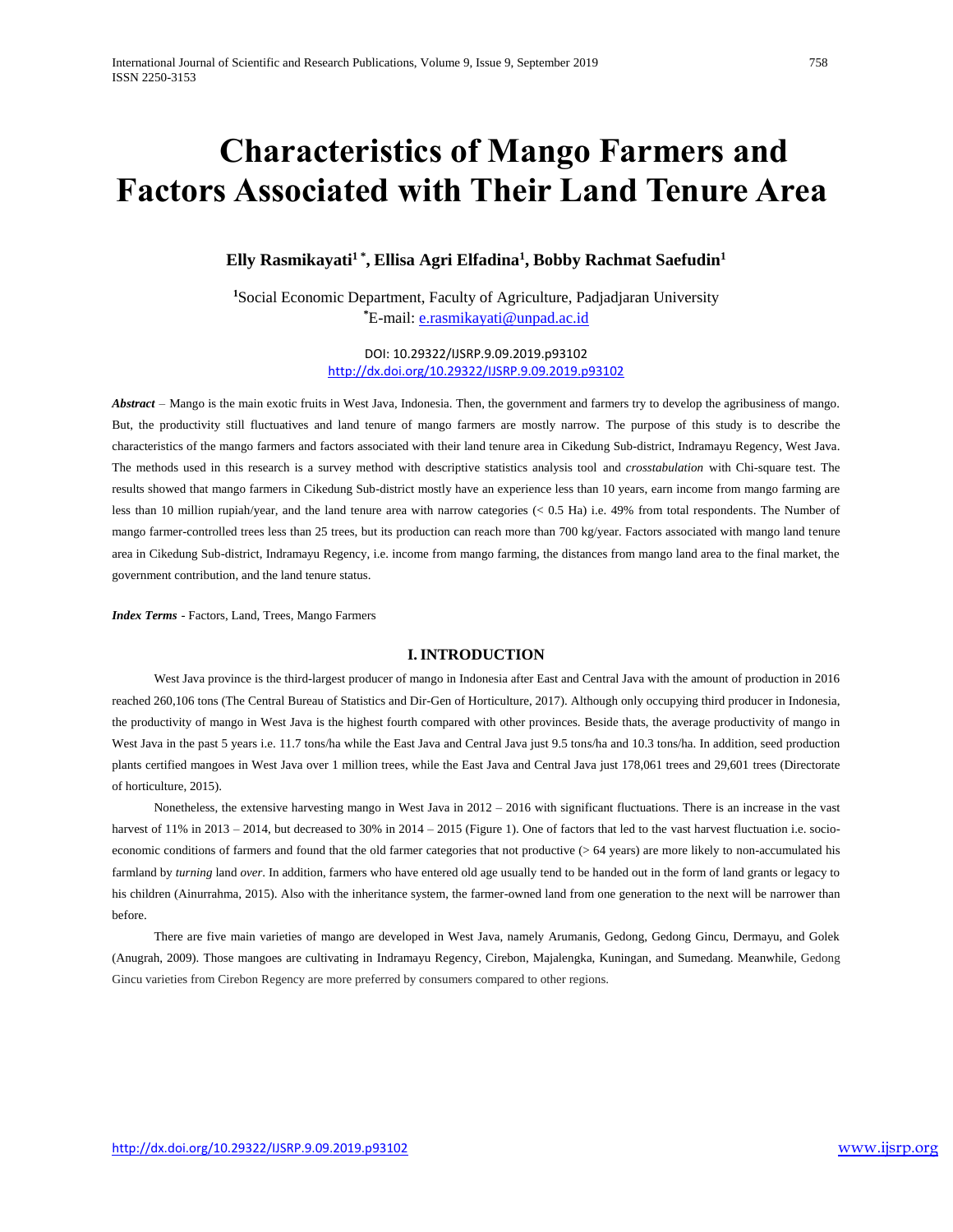# Characteristics of Mango Farmers and Factors Associated with Their Land Tenure Area

**Elly Rasmikayati[1 *], Ellisa Agri Elfadina[1], Bobby Rachmat Saefudin[1]**

[1]Social Economic Department, Faculty of Agriculture, Padjadjaran University
[*]E-mail: e.rasmikayati@unpad.ac.id

DOI: 10.29322/IJSRP.9.09.2019.p93102
http://dx.doi.org/10.29322/IJSRP.9.09.2019.p93102

***Abstract*** – Mango is the main exotic fruits in West Java, Indonesia. Then, the government and farmers try to develop the agribusiness of mango. But, the productivity still fluctuatives and land tenure of mango farmers are mostly narrow. The purpose of this study is to describe the characteristics of the mango farmers and factors associated with their land tenure area in Cikedung Sub-district, Indramayu Regency, West Java. The methods used in this research is a survey method with descriptive statistics analysis tool and *crosstabulation* with Chi-square test. The results showed that mango farmers in Cikedung Sub-district mostly have an experience less than 10 years, earn income from mango farming are less than 10 million rupiah/year, and the land tenure area with narrow categories (< 0.5 Ha) i.e. 49% from total respondents. The Number of mango farmer-controlled trees less than 25 trees, but its production can reach more than 700 kg/year. Factors associated with mango land tenure area in Cikedung Sub-district, Indramayu Regency, i.e. income from mango farming, the distances from mango land area to the final market, the government contribution, and the land tenure status.

***Index Terms*** - Factors, Land, Trees, Mango Farmers

## I. INTRODUCTION

West Java province is the third-largest producer of mango in Indonesia after East and Central Java with the amount of production in 2016 reached 260,106 tons (The Central Bureau of Statistics and Dir-Gen of Horticulture, 2017). Although only occupying third producer in Indonesia, the productivity of mango in West Java is the highest fourth compared with other provinces. Beside thats, the average productivity of mango in West Java in the past 5 years i.e. 11.7 tons/ha while the East Java and Central Java just 9.5 tons/ha and 10.3 tons/ha. In addition, seed production plants certified mangoes in West Java over 1 million trees, while the East Java and Central Java just 178,061 trees and 29,601 trees (Directorate of horticulture, 2015).

Nonetheless, the extensive harvesting mango in West Java in 2012 – 2016 with significant fluctuations. There is an increase in the vast harvest of 11% in 2013 – 2014, but decreased to 30% in 2014 – 2015 (Figure 1). One of factors that led to the vast harvest fluctuation i.e. socio-economic conditions of farmers and found that the old farmer categories that not productive (> 64 years) are more likely to non-accumulated his farmland by *turning* land *over*. In addition, farmers who have entered old age usually tend to be handed out in the form of land grants or legacy to his children (Ainurrahma, 2015). Also with the inheritance system, the farmer-owned land from one generation to the next will be narrower than before.

There are five main varieties of mango are developed in West Java, namely Arumanis, Gedong, Gedong Gincu, Dermayu, and Golek (Anugrah, 2009). Those mangoes are cultivating in Indramayu Regency, Cirebon, Majalengka, Kuningan, and Sumedang. Meanwhile, Gedong Gincu varieties from Cirebon Regency are more preferred by consumers compared to other regions.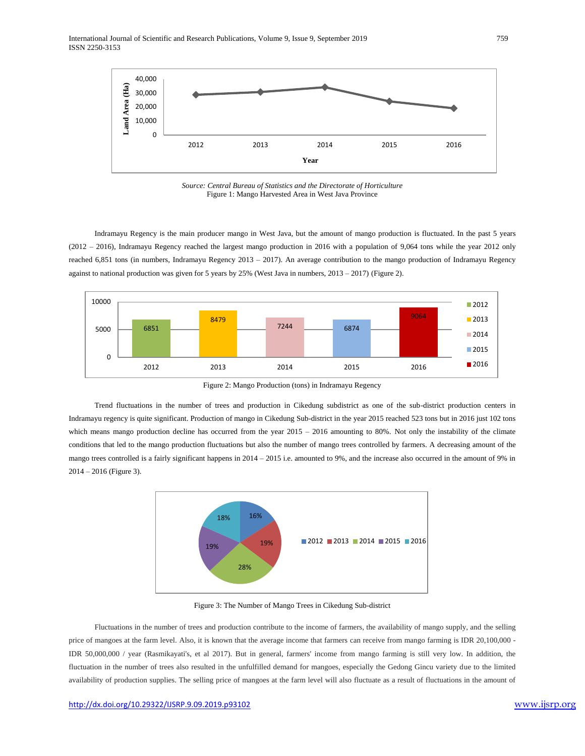Source: *Central Bureau of Statistics and the Directorate of Horticulture*
Figure 1: Mango Harvested Area in West Java Province

Indramayu Regency is the main producer mango in West Java, but the amount of mango production is fluctuated. In the past 5 years (2012 – 2016), Indramayu Regency reached the largest mango production in 2016 with a population of 9,064 tons while the year 2012 only reached 6,851 tons (in numbers, Indramayu Regency 2013 – 2017). An average contribution to the mango production of Indramayu Regency against to national production was given for 5 years by 25% (West Java in numbers, 2013 – 2017) (Figure 2).

Figure 2: Mango Production (tons) in Indramayu Regency

Trend fluctuations in the number of trees and production in Cikedung subdistrict as one of the sub-district production centers in Indramayu regency is quite significant. Production of mango in Cikedung Sub-district in the year 2015 reached 523 tons but in 2016 just 102 tons which means mango production decline has occurred from the year 2015 – 2016 amounting to 80%. Not only the instability of the climate conditions that led to the mango production fluctuations but also the number of mango trees controlled by farmers. A decreasing amount of the mango trees controlled is a fairly significant happens in 2014 – 2015 i.e. amounted to 9%, and the increase also occurred in the amount of 9% in 2014 – 2016 (Figure 3).

Figure 3: The Number of Mango Trees in Cikedung Sub-district

Fluctuations in the number of trees and production contribute to the income of farmers, the availability of mango supply, and the selling price of mangoes at the farm level. Also, it is known that the average income that farmers can receive from mango farming is IDR 20,100,000 - IDR 50,000,000 / year (Rasmikayati's, et al 2017). But in general, farmers' income from mango farming is still very low. In addition, the fluctuation in the number of trees also resulted in the unfulfilled demand for mangoes, especially the Gedong Gincu variety due to the limited availability of production supplies. The selling price of mangoes at the farm level will also fluctuate as a result of fluctuations in the amount of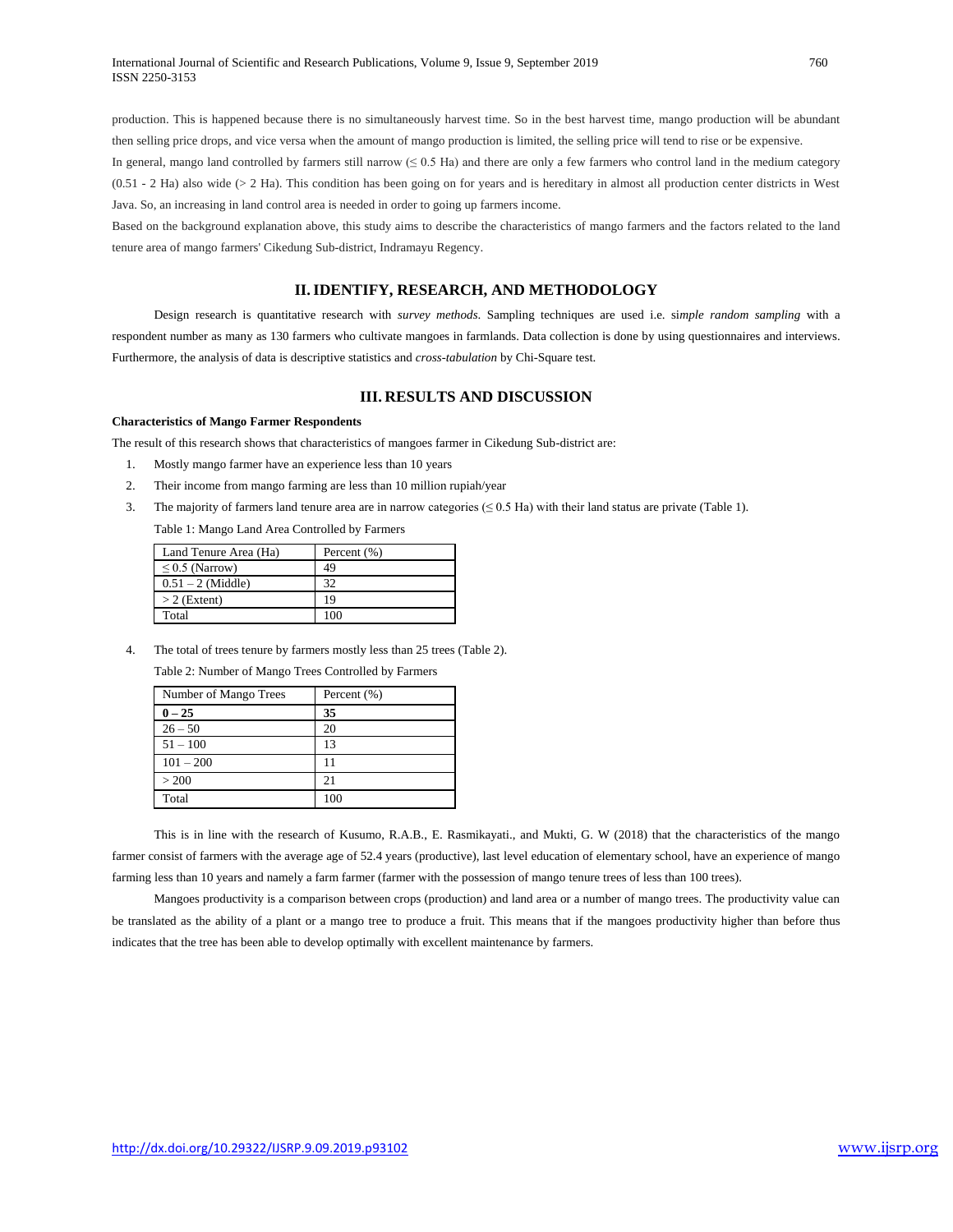production. This is happened because there is no simultaneously harvest time. So in the best harvest time, mango production will be abundant then selling price drops, and vice versa when the amount of mango production is limited, the selling price will tend to rise or be expensive.

In general, mango land controlled by farmers still narrow (≤ 0.5 Ha) and there are only a few farmers who control land in the medium category (0.51 - 2 Ha) also wide (> 2 Ha). This condition has been going on for years and is hereditary in almost all production center districts in West Java. So, an increasing in land control area is needed in order to going up farmers income.

Based on the background explanation above, this study aims to describe the characteristics of mango farmers and the factors related to the land tenure area of mango farmers' Cikedung Sub-district, Indramayu Regency.

## II. IDENTIFY, RESEARCH, AND METHODOLOGY

Design research is quantitative research with *survey methods*. Sampling techniques are used i.e. s*imple random sampling* with a respondent number as many as 130 farmers who cultivate mangoes in farmlands. Data collection is done by using questionnaires and interviews. Furthermore, the analysis of data is descriptive statistics and *cross-tabulation* by Chi-Square test.

## III. RESULTS AND DISCUSSION

**Characteristics of Mango Farmer Respondents**

The result of this research shows that characteristics of mangoes farmer in Cikedung Sub-district are:

1. Mostly mango farmer have an experience less than 10 years
2. Their income from mango farming are less than 10 million rupiah/year
3. The majority of farmers land tenure area are in narrow categories (≤ 0.5 Ha) with their land status are private (Table 1).

Table 1: Mango Land Area Controlled by Farmers

| Land Tenure Area (Ha) | Percent (%) |
|---|---|
| ≤ 0.5 (Narrow) | 49 |
| 0.51 – 2 (Middle) | 32 |
| > 2 (Extent) | 19 |
| Total | 100 |

4. The total of trees tenure by farmers mostly less than 25 trees (Table 2).

Table 2: Number of Mango Trees Controlled by Farmers

| Number of Mango Trees | Percent (%) |
|---|---|
| **0 – 25** | **35** |
| 26 – 50 | 20 |
| 51 – 100 | 13 |
| 101 – 200 | 11 |
| > 200 | 21 |
| Total | 100 |

This is in line with the research of Kusumo, R.A.B., E. Rasmikayati., and Mukti, G. W (2018) that the characteristics of the mango farmer consist of farmers with the average age of 52.4 years (productive), last level education of elementary school, have an experience of mango farming less than 10 years and namely a farm farmer (farmer with the possession of mango tenure trees of less than 100 trees).

Mangoes productivity is a comparison between crops (production) and land area or a number of mango trees. The productivity value can be translated as the ability of a plant or a mango tree to produce a fruit. This means that if the mangoes productivity higher than before thus indicates that the tree has been able to develop optimally with excellent maintenance by farmers.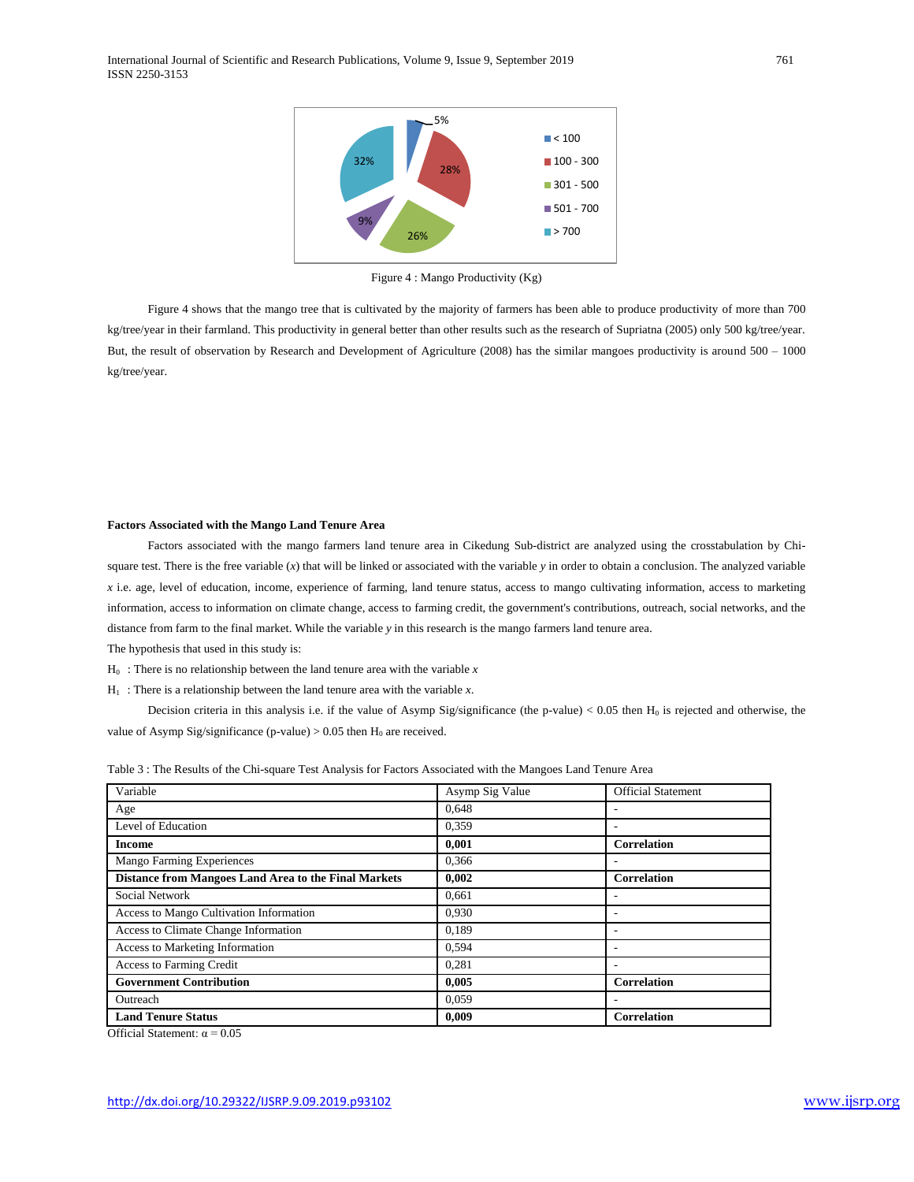Figure 4 : Mango Productivity (Kg)

Figure 4 shows that the mango tree that is cultivated by the majority of farmers has been able to produce productivity of more than 700 kg/tree/year in their farmland. This productivity in general better than other results such as the research of Supriatna (2005) only 500 kg/tree/year. But, the result of observation by Research and Development of Agriculture (2008) has the similar mangoes productivity is around 500 – 1000 kg/tree/year.

**Factors Associated with the Mango Land Tenure Area**

Factors associated with the mango farmers land tenure area in Cikedung Sub-district are analyzed using the crosstabulation by Chi-square test. There is the free variable (*x*) that will be linked or associated with the variable *y* in order to obtain a conclusion. The analyzed variable *x* i.e. age, level of education, income, experience of farming, land tenure status, access to mango cultivating information, access to marketing information, access to information on climate change, access to farming credit, the government's contributions, outreach, social networks, and the distance from farm to the final market. While the variable *y* in this research is the mango farmers land tenure area.

The hypothesis that used in this study is:

$H_0$ : There is no relationship between the land tenure area with the variable *x*

$H_1$ : There is a relationship between the land tenure area with the variable *x*.

Decision criteria in this analysis i.e. if the value of Asymp Sig/significance (the p-value) < 0.05 then $H_0$ is rejected and otherwise, the value of Asymp Sig/significance (p-value) > 0.05 then $H_0$ are received.

Table 3 : The Results of the Chi-square Test Analysis for Factors Associated with the Mangoes Land Tenure Area

| Variable | Asymp Sig Value | Official Statement |
|---|---|---|
| Age | 0,648 | - |
| Level of Education | 0,359 | - |
| **Income** | **0,001** | **Correlation** |
| Mango Farming Experiences | 0,366 | - |
| **Distance from Mangoes Land Area to the Final Markets** | **0,002** | **Correlation** |
| Social Network | 0,661 | - |
| Access to Mango Cultivation Information | 0,930 | - |
| Access to Climate Change Information | 0,189 | - |
| Access to Marketing Information | 0,594 | - |
| Access to Farming Credit | 0,281 | - |
| **Government Contribution** | **0,005** | **Correlation** |
| Outreach | 0,059 | - |
| **Land Tenure Status** | **0,009** | **Correlation** |

Official Statement: $\alpha = 0.05$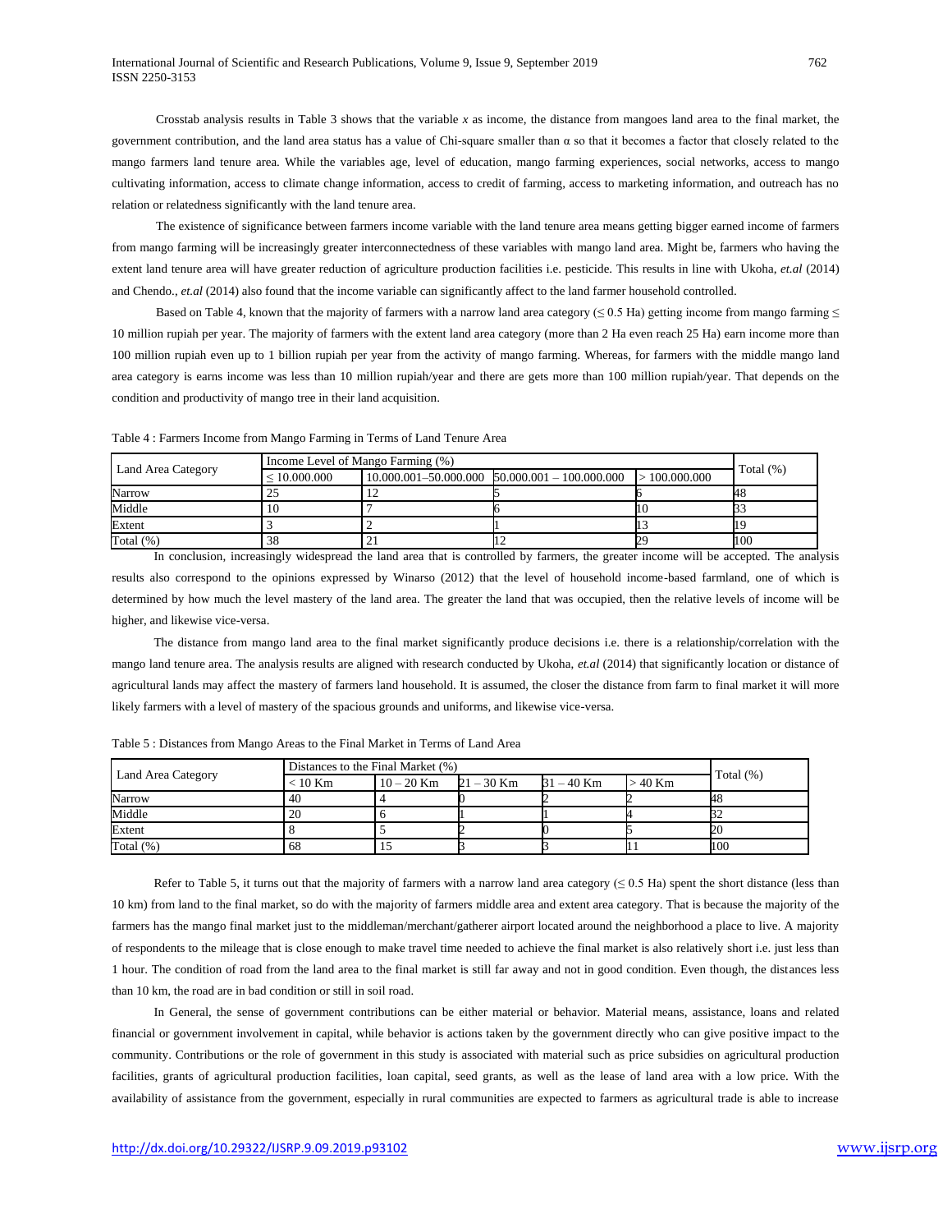Crosstab analysis results in Table 3 shows that the variable *x* as income, the distance from mangoes land area to the final market, the government contribution, and the land area status has a value of Chi-square smaller than α so that it becomes a factor that closely related to the mango farmers land tenure area. While the variables age, level of education, mango farming experiences, social networks, access to mango cultivating information, access to climate change information, access to credit of farming, access to marketing information, and outreach has no relation or relatedness significantly with the land tenure area.

The existence of significance between farmers income variable with the land tenure area means getting bigger earned income of farmers from mango farming will be increasingly greater interconnectedness of these variables with mango land area. Might be, farmers who having the extent land tenure area will have greater reduction of agriculture production facilities i.e. pesticide. This results in line with Ukoha, *et.al* (2014) and Chendo., *et.al* (2014) also found that the income variable can significantly affect to the land farmer household controlled.

Based on Table 4, known that the majority of farmers with a narrow land area category (≤ 0.5 Ha) getting income from mango farming ≤ 10 million rupiah per year. The majority of farmers with the extent land area category (more than 2 Ha even reach 25 Ha) earn income more than 100 million rupiah even up to 1 billion rupiah per year from the activity of mango farming. Whereas, for farmers with the middle mango land area category is earns income was less than 10 million rupiah/year and there are gets more than 100 million rupiah/year. That depends on the condition and productivity of mango tree in their land acquisition.

Table 4 : Farmers Income from Mango Farming in Terms of Land Tenure Area

| Land Area Category | Income Level of Mango Farming (%) | | | | Total (%) |
|---|---|---|---|---|---|
| | ≤ 10.000.000 | 10.000.001–50.000.000 | 50.000.001 – 100.000.000 | > 100.000.000 | |
| Narrow | 25 | 12 | 5 | 6 | 48 |
| Middle | 10 | 7 | 6 | 10 | 33 |
| Extent | 3 | 2 | 1 | 13 | 19 |
| Total (%) | 38 | 21 | 12 | 29 | 100 |

In conclusion, increasingly widespread the land area that is controlled by farmers, the greater income will be accepted. The analysis results also correspond to the opinions expressed by Winarso (2012) that the level of household income-based farmland, one of which is determined by how much the level mastery of the land area. The greater the land that was occupied, then the relative levels of income will be higher, and likewise vice-versa.

The distance from mango land area to the final market significantly produce decisions i.e. there is a relationship/correlation with the mango land tenure area. The analysis results are aligned with research conducted by Ukoha, *et.al* (2014) that significantly location or distance of agricultural lands may affect the mastery of farmers land household. It is assumed, the closer the distance from farm to final market it will more likely farmers with a level of mastery of the spacious grounds and uniforms, and likewise vice-versa.

Table 5 : Distances from Mango Areas to the Final Market in Terms of Land Area

| Land Area Category | Distances to the Final Market (%) | | | | | Total (%) |
|---|---|---|---|---|---|---|
| | < 10 Km | 10 – 20 Km | 21 – 30 Km | 31 – 40 Km | > 40 Km | |
| Narrow | 40 | 4 | 0 | 2 | 2 | 48 |
| Middle | 20 | 6 | 1 | 1 | 4 | 32 |
| Extent | 8 | 5 | 2 | 0 | 5 | 20 |
| Total (%) | 68 | 15 | 3 | 3 | 11 | 100 |

Refer to Table 5, it turns out that the majority of farmers with a narrow land area category (≤ 0.5 Ha) spent the short distance (less than 10 km) from land to the final market, so do with the majority of farmers middle area and extent area category. That is because the majority of the farmers has the mango final market just to the middleman/merchant/gatherer airport located around the neighborhood a place to live. A majority of respondents to the mileage that is close enough to make travel time needed to achieve the final market is also relatively short i.e. just less than 1 hour. The condition of road from the land area to the final market is still far away and not in good condition. Even though, the distances less than 10 km, the road are in bad condition or still in soil road.

In General, the sense of government contributions can be either material or behavior. Material means, assistance, loans and related financial or government involvement in capital, while behavior is actions taken by the government directly who can give positive impact to the community. Contributions or the role of government in this study is associated with material such as price subsidies on agricultural production facilities, grants of agricultural production facilities, loan capital, seed grants, as well as the lease of land area with a low price. With the availability of assistance from the government, especially in rural communities are expected to farmers as agricultural trade is able to increase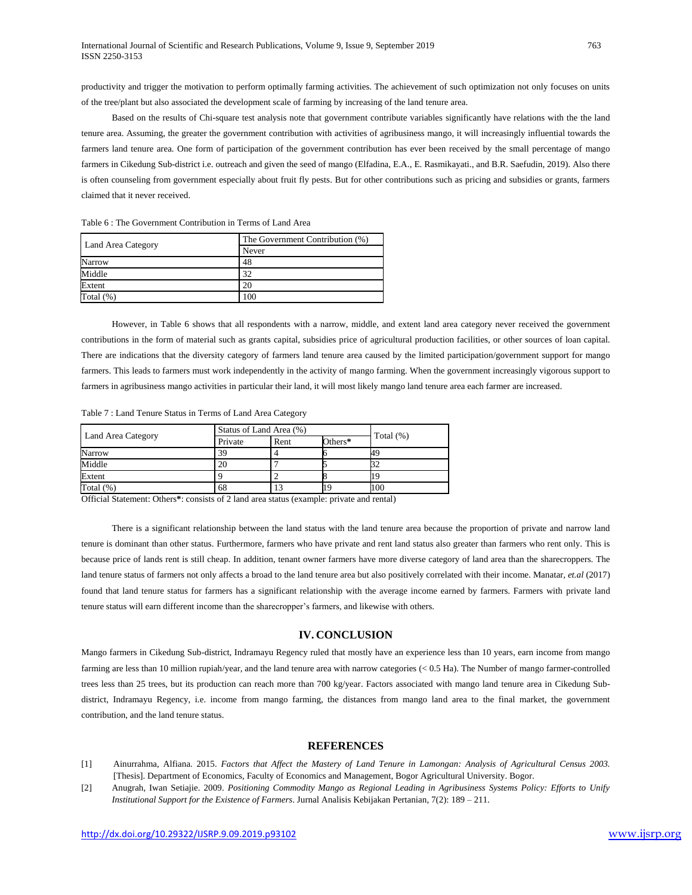productivity and trigger the motivation to perform optimally farming activities. The achievement of such optimization not only focuses on units of the tree/plant but also associated the development scale of farming by increasing of the land tenure area.

Based on the results of Chi-square test analysis note that government contribute variables significantly have relations with the the land tenure area. Assuming, the greater the government contribution with activities of agribusiness mango, it will increasingly influential towards the farmers land tenure area. One form of participation of the government contribution has ever been received by the small percentage of mango farmers in Cikedung Sub-district i.e. outreach and given the seed of mango (Elfadina, E.A., E. Rasmikayati., and B.R. Saefudin, 2019). Also there is often counseling from government especially about fruit fly pests. But for other contributions such as pricing and subsidies or grants, farmers claimed that it never received.

Table 6 : The Government Contribution in Terms of Land Area

| Land Area Category | The Government Contribution (%) |
|---|---|
| | Never |
| Narrow | 48 |
| Middle | 32 |
| Extent | 20 |
| Total (%) | 100 |

However, in Table 6 shows that all respondents with a narrow, middle, and extent land area category never received the government contributions in the form of material such as grants capital, subsidies price of agricultural production facilities, or other sources of loan capital. There are indications that the diversity category of farmers land tenure area caused by the limited participation/government support for mango farmers. This leads to farmers must work independently in the activity of mango farming. When the government increasingly vigorous support to farmers in agribusiness mango activities in particular their land, it will most likely mango land tenure area each farmer are increased.

Table 7 : Land Tenure Status in Terms of Land Area Category

| Land Area Category | Status of Land Area (%) | | | Total (%) |
|---|---|---|---|---|
| | Private | Rent | Others* | |
| Narrow | 39 | 4 | 6 | 49 |
| Middle | 20 | 7 | 5 | 32 |
| Extent | 9 | 2 | 8 | 19 |
| Total (%) | 68 | 13 | 19 | 100 |

Official Statement: Others*: consists of 2 land area status (example: private and rental)

There is a significant relationship between the land status with the land tenure area because the proportion of private and narrow land tenure is dominant than other status. Furthermore, farmers who have private and rent land status also greater than farmers who rent only. This is because price of lands rent is still cheap. In addition, tenant owner farmers have more diverse category of land area than the sharecroppers. The land tenure status of farmers not only affects a broad to the land tenure area but also positively correlated with their income. Manatar, *et.al* (2017) found that land tenure status for farmers has a significant relationship with the average income earned by farmers. Farmers with private land tenure status will earn different income than the sharecropper's farmers, and likewise with others.

## IV. CONCLUSION

Mango farmers in Cikedung Sub-district, Indramayu Regency ruled that mostly have an experience less than 10 years, earn income from mango farming are less than 10 million rupiah/year, and the land tenure area with narrow categories (< 0.5 Ha). The Number of mango farmer-controlled trees less than 25 trees, but its production can reach more than 700 kg/year. Factors associated with mango land tenure area in Cikedung Sub-district, Indramayu Regency, i.e. income from mango farming, the distances from mango land area to the final market, the government contribution, and the land tenure status.

## REFERENCES

[1] Ainurrahma, Alfiana. 2015. *Factors that Affect the Mastery of Land Tenure in Lamongan: Analysis of Agricultural Census 2003.* [Thesis]. Department of Economics, Faculty of Economics and Management, Bogor Agricultural University. Bogor.

[2] Anugrah, Iwan Setiajie. 2009. *Positioning Commodity Mango as Regional Leading in Agribusiness Systems Policy: Efforts to Unify Institutional Support for the Existence of Farmers*. Jurnal Analisis Kebijakan Pertanian, 7(2): 189 – 211.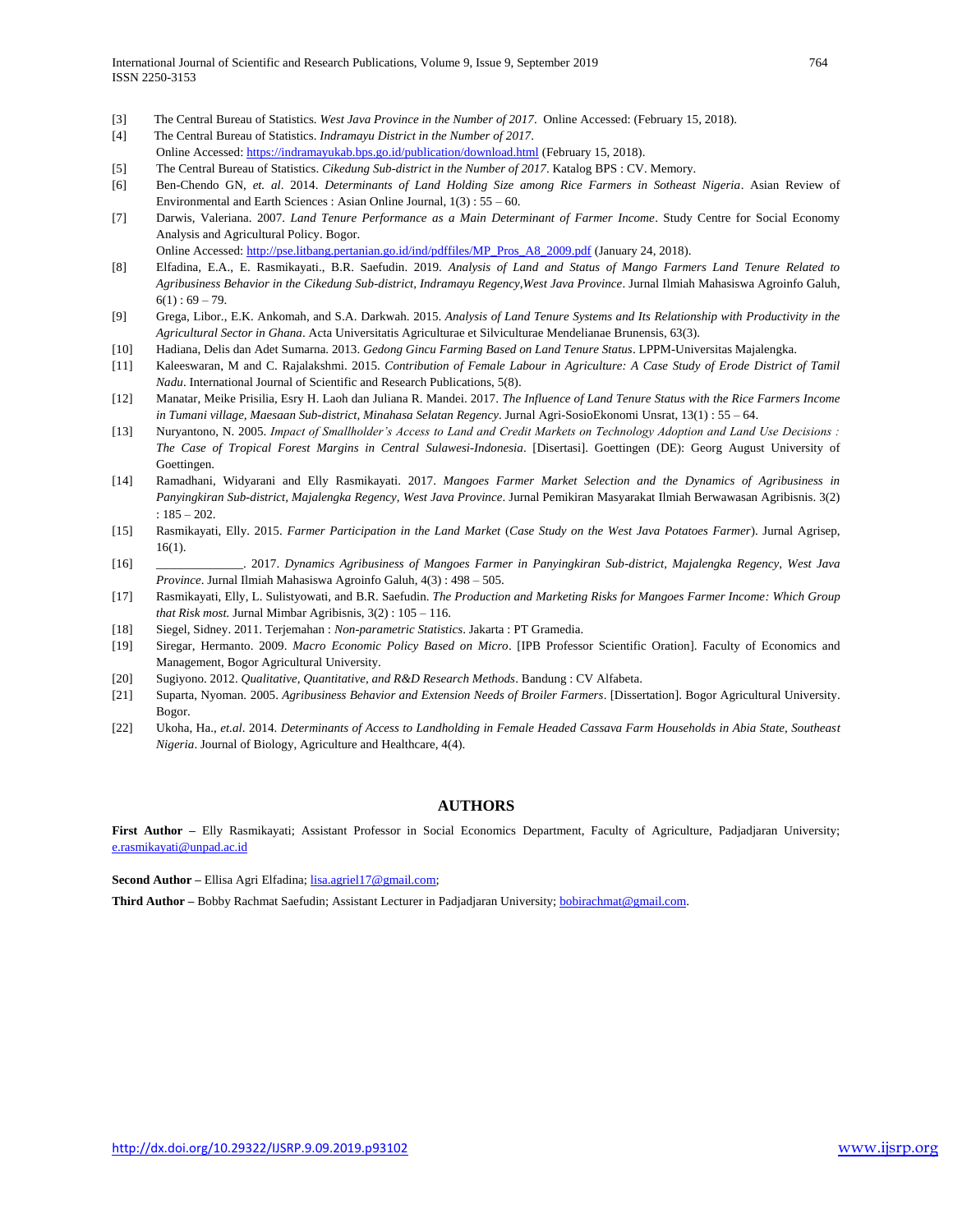[3] The Central Bureau of Statistics. *West Java Province in the Number of 2017*. Online Accessed: (February 15, 2018).

[4] The Central Bureau of Statistics. *Indramayu District in the Number of 2017*. Online Accessed: https://indramayukab.bps.go.id/publication/download.html (February 15, 2018).

[5] The Central Bureau of Statistics. *Cikedung Sub-district in the Number of 2017*. Katalog BPS : CV. Memory.

[6] Ben-Chendo GN, *et. al*. 2014. *Determinants of Land Holding Size among Rice Farmers in Sotheast Nigeria*. Asian Review of Environmental and Earth Sciences : Asian Online Journal, 1(3) : 55 – 60.

[7] Darwis, Valeriana. 2007. *Land Tenure Performance as a Main Determinant of Farmer Income*. Study Centre for Social Economy Analysis and Agricultural Policy. Bogor. Online Accessed: http://pse.litbang.pertanian.go.id/ind/pdffiles/MP_Pros_A8_2009.pdf (January 24, 2018).

[8] Elfadina, E.A., E. Rasmikayati., B.R. Saefudin. 2019. *Analysis of Land and Status of Mango Farmers Land Tenure Related to Agribusiness Behavior in the Cikedung Sub-district, Indramayu Regency,West Java Province*. Jurnal Ilmiah Mahasiswa Agroinfo Galuh, 6(1) : 69 – 79.

[9] Grega, Libor., E.K. Ankomah, and S.A. Darkwah. 2015. *Analysis of Land Tenure Systems and Its Relationship with Productivity in the Agricultural Sector in Ghana*. Acta Universitatis Agriculturae et Silviculturae Mendelianae Brunensis, 63(3).

[10] Hadiana, Delis dan Adet Sumarna. 2013. *Gedong Gincu Farming Based on Land Tenure Status*. LPPM-Universitas Majalengka.

[11] Kaleeswaran, M and C. Rajalakshmi. 2015. *Contribution of Female Labour in Agriculture: A Case Study of Erode District of Tamil Nadu*. International Journal of Scientific and Research Publications, 5(8).

[12] Manatar, Meike Prisilia, Esry H. Laoh dan Juliana R. Mandei. 2017. *The Influence of Land Tenure Status with the Rice Farmers Income in Tumani village, Maesaan Sub-district, Minahasa Selatan Regency*. Jurnal Agri-SosioEkonomi Unsrat, 13(1) : 55 – 64.

[13] Nuryantono, N. 2005. *Impact of Smallholder's Access to Land and Credit Markets on Technology Adoption and Land Use Decisions : The Case of Tropical Forest Margins in Central Sulawesi-Indonesia*. [Disertasi]. Goettingen (DE): Georg August University of Goettingen.

[14] Ramadhani, Widyarani and Elly Rasmikayati. 2017. *Mangoes Farmer Market Selection and the Dynamics of Agribusiness in Panyingkiran Sub-district, Majalengka Regency, West Java Province*. Jurnal Pemikiran Masyarakat Ilmiah Berwawasan Agribisnis. 3(2) : 185 – 202.

[15] Rasmikayati, Elly. 2015. *Farmer Participation in the Land Market* (*Case Study on the West Java Potatoes Farmer*). Jurnal Agrisep, 16(1).

[16] _____________. 2017. *Dynamics Agribusiness of Mangoes Farmer in Panyingkiran Sub-district, Majalengka Regency, West Java Province*. Jurnal Ilmiah Mahasiswa Agroinfo Galuh, 4(3) : 498 – 505.

[17] Rasmikayati, Elly, L. Sulistyowati, and B.R. Saefudin. *The Production and Marketing Risks for Mangoes Farmer Income: Which Group that Risk most.* Jurnal Mimbar Agribisnis, 3(2) : 105 – 116.

[18] Siegel, Sidney. 2011. Terjemahan : *Non-parametric Statistics*. Jakarta : PT Gramedia.

[19] Siregar, Hermanto. 2009. *Macro Economic Policy Based on Micro*. [IPB Professor Scientific Oration]. Faculty of Economics and Management, Bogor Agricultural University.

[20] Sugiyono. 2012. *Qualitative, Quantitative, and R&D Research Methods*. Bandung : CV Alfabeta.

[21] Suparta, Nyoman. 2005. *Agribusiness Behavior and Extension Needs of Broiler Farmers*. [Dissertation]. Bogor Agricultural University. Bogor.

[22] Ukoha, Ha., *et.al*. 2014. *Determinants of Access to Landholding in Female Headed Cassava Farm Households in Abia State, Southeast Nigeria*. Journal of Biology, Agriculture and Healthcare, 4(4).

## AUTHORS

**First Author** – Elly Rasmikayati; Assistant Professor in Social Economics Department, Faculty of Agriculture, Padjadjaran University; e.rasmikayati@unpad.ac.id

**Second Author** – Ellisa Agri Elfadina; lisa.agriel17@gmail.com;

**Third Author** – Bobby Rachmat Saefudin; Assistant Lecturer in Padjadjaran University; bobirachmat@gmail.com.